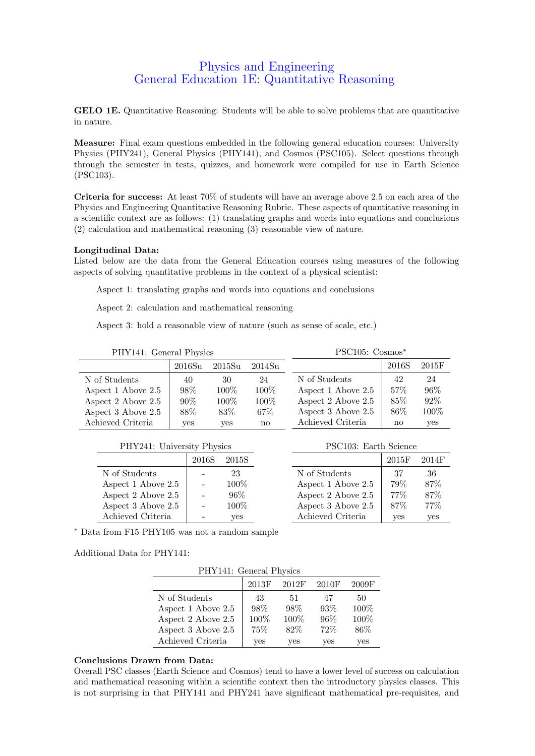# Physics and Engineering
# General Education 1E: Quantitative Reasoning

**GELO 1E.** Quantitative Reasoning: Students will be able to solve problems that are quantitative in nature.

**Measure:** Final exam questions embedded in the following general education courses: University Physics (PHY241), General Physics (PHY141), and Cosmos (PSC105). Select questions through through the semester in tests, quizzes, and homework were compiled for use in Earth Science (PSC103).

**Criteria for success:** At least 70% of students will have an average above 2.5 on each area of the Physics and Engineering Quantitative Reasoning Rubric. These aspects of quantitative reasoning in a scientific context are as follows: (1) translating graphs and words into equations and conclusions (2) calculation and mathematical reasoning (3) reasonable view of nature.

**Longitudinal Data:**
Listed below are the data from the General Education courses using measures of the following aspects of solving quantitative problems in the context of a physical scientist:

Aspect 1: translating graphs and words into equations and conclusions

Aspect 2: calculation and mathematical reasoning

Aspect 3: hold a reasonable view of nature (such as sense of scale, etc.)

PHY141: General Physics

| | 2016Su | 2015Su | 2014Su |
|---|---|---|---|
| N of Students | 40 | 30 | 24 |
| Aspect 1 Above 2.5 | 98% | 100% | 100% |
| Aspect 2 Above 2.5 | 90% | 100% | 100% |
| Aspect 3 Above 2.5 | 88% | 83% | 67% |
| Achieved Criteria | yes | yes | no |

PSC105: Cosmos*

| | 2016S | 2015F |
|---|---|---|
| N of Students | 42 | 24 |
| Aspect 1 Above 2.5 | 57% | 96% |
| Aspect 2 Above 2.5 | 85% | 92% |
| Aspect 3 Above 2.5 | 86% | 100% |
| Achieved Criteria | no | yes |

PHY241: University Physics

| | 2016S | 2015S |
|---|---|---|
| N of Students | - | 23 |
| Aspect 1 Above 2.5 | - | 100% |
| Aspect 2 Above 2.5 | - | 96% |
| Aspect 3 Above 2.5 | - | 100% |
| Achieved Criteria | - | yes |

PSC103: Earth Science

| | 2015F | 2014F |
|---|---|---|
| N of Students | 37 | 36 |
| Aspect 1 Above 2.5 | 79% | 87% |
| Aspect 2 Above 2.5 | 77% | 87% |
| Aspect 3 Above 2.5 | 87% | 77% |
| Achieved Criteria | yes | yes |

* Data from F15 PHY105 was not a random sample

Additional Data for PHY141:

PHY141: General Physics

| | 2013F | 2012F | 2010F | 2009F |
|---|---|---|---|---|
| N of Students | 43 | 51 | 47 | 50 |
| Aspect 1 Above 2.5 | 98% | 98% | 93% | 100% |
| Aspect 2 Above 2.5 | 100% | 100% | 96% | 100% |
| Aspect 3 Above 2.5 | 75% | 82% | 72% | 86% |
| Achieved Criteria | yes | yes | yes | yes |

**Conclusions Drawn from Data:**
Overall PSC classes (Earth Science and Cosmos) tend to have a lower level of success on calculation and mathematical reasoning within a scientific context then the introductory physics classes. This is not surprising in that PHY141 and PHY241 have significant mathematical pre-requisites, and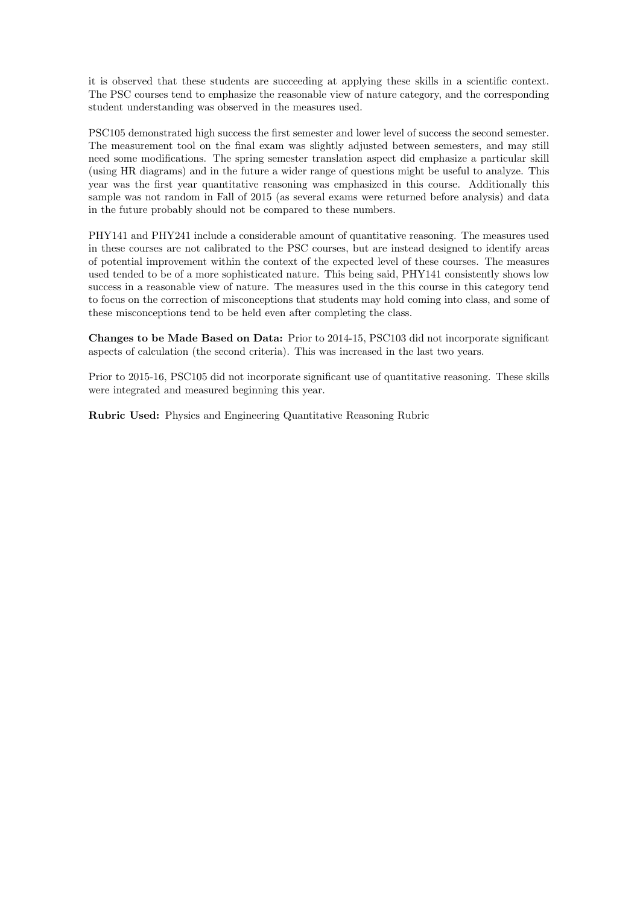it is observed that these students are succeeding at applying these skills in a scientific context. The PSC courses tend to emphasize the reasonable view of nature category, and the corresponding student understanding was observed in the measures used.

PSC105 demonstrated high success the first semester and lower level of success the second semester. The measurement tool on the final exam was slightly adjusted between semesters, and may still need some modifications. The spring semester translation aspect did emphasize a particular skill (using HR diagrams) and in the future a wider range of questions might be useful to analyze. This year was the first year quantitative reasoning was emphasized in this course. Additionally this sample was not random in Fall of 2015 (as several exams were returned before analysis) and data in the future probably should not be compared to these numbers.

PHY141 and PHY241 include a considerable amount of quantitative reasoning. The measures used in these courses are not calibrated to the PSC courses, but are instead designed to identify areas of potential improvement within the context of the expected level of these courses. The measures used tended to be of a more sophisticated nature. This being said, PHY141 consistently shows low success in a reasonable view of nature. The measures used in the this course in this category tend to focus on the correction of misconceptions that students may hold coming into class, and some of these misconceptions tend to be held even after completing the class.

**Changes to be Made Based on Data:** Prior to 2014-15, PSC103 did not incorporate significant aspects of calculation (the second criteria). This was increased in the last two years.

Prior to 2015-16, PSC105 did not incorporate significant use of quantitative reasoning. These skills were integrated and measured beginning this year.

**Rubric Used:** Physics and Engineering Quantitative Reasoning Rubric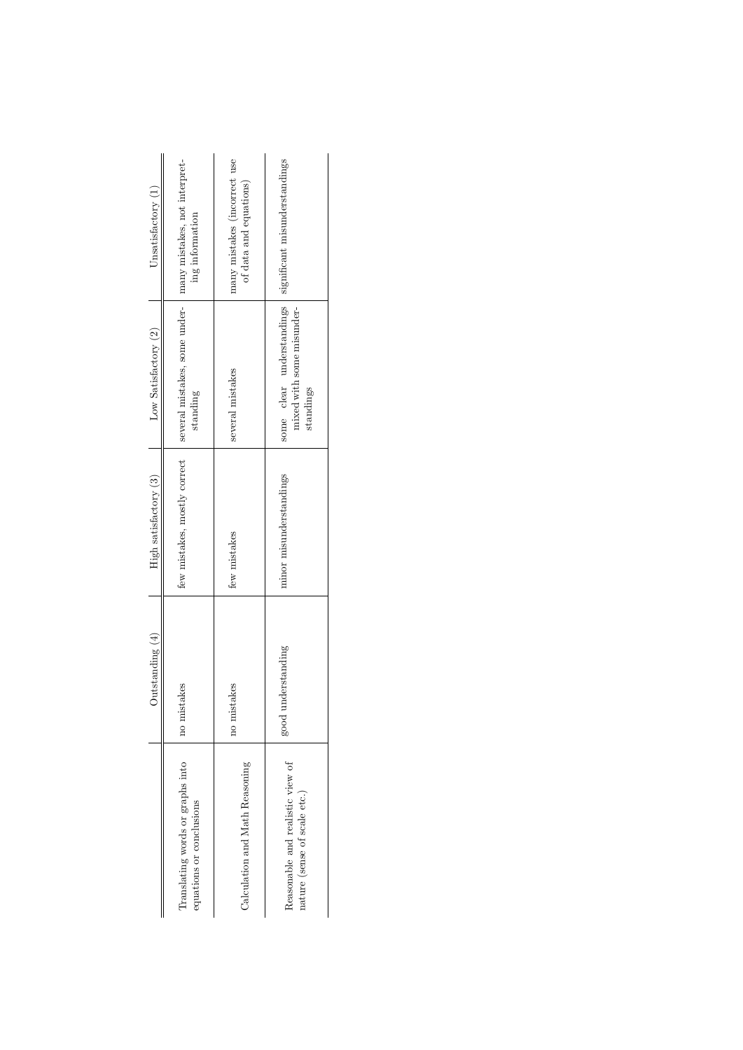| | Outstanding (4) | High satisfactory (3) | Low Satisfactory (2) | Unsatisfactory (1) |
|---|---|---|---|---|
| Translating words or graphs into equations or conclusions | no mistakes | few mistakes, mostly correct | several mistakes, some understanding | many mistakes, not interpreting information |
| Calculation and Math Reasoning | no mistakes | few mistakes | several mistakes | many mistakes (incorrect use of data and equations) |
| Reasonable and realistic view of nature (sense of scale etc.) | good understanding | minor misunderstandings | some clear understandings mixed with some misunderstandings | significant misunderstandings |